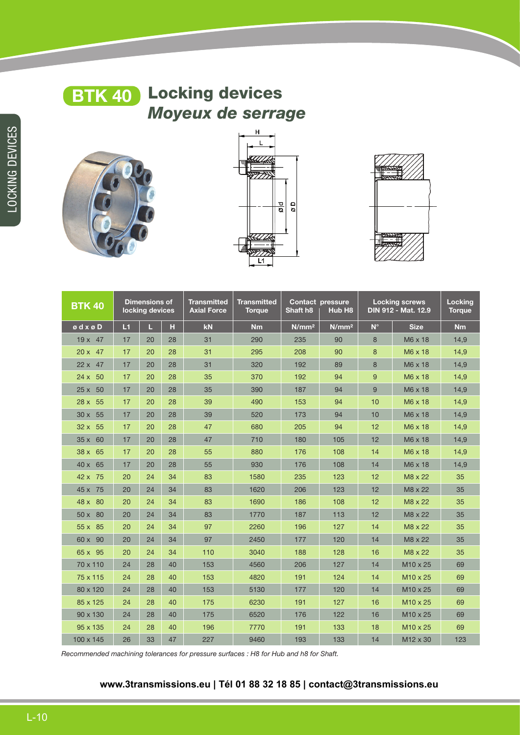# BTK 40 Locking devices

## *Moyeux de serrage*

| BTK 40 | Dimensions of locking devices | | | Transmitted Axial Force | Transmitted Torque | Contact pressure Shaft h8 | Hub H8 | Locking screws DIN 912 - Mat. 12.9 | | Locking Torque |
|---|---|---|---|---|---|---|---|---|---|---|
| ø d x ø D | L1 | L | H | kN | Nm | N/mm² | N/mm² | N° | Size | Nm |
| 19 x 47 | 17 | 20 | 28 | 31 | 290 | 235 | 90 | 8 | M6 x 18 | 14,9 |
| 20 x 47 | 17 | 20 | 28 | 31 | 295 | 208 | 90 | 8 | M6 x 18 | 14,9 |
| 22 x 47 | 17 | 20 | 28 | 31 | 320 | 192 | 89 | 8 | M6 x 18 | 14,9 |
| 24 x 50 | 17 | 20 | 28 | 35 | 370 | 192 | 94 | 9 | M6 x 18 | 14,9 |
| 25 x 50 | 17 | 20 | 28 | 35 | 390 | 187 | 94 | 9 | M6 x 18 | 14,9 |
| 28 x 55 | 17 | 20 | 28 | 39 | 490 | 153 | 94 | 10 | M6 x 18 | 14,9 |
| 30 x 55 | 17 | 20 | 28 | 39 | 520 | 173 | 94 | 10 | M6 x 18 | 14,9 |
| 32 x 55 | 17 | 20 | 28 | 47 | 680 | 205 | 94 | 12 | M6 x 18 | 14,9 |
| 35 x 60 | 17 | 20 | 28 | 47 | 710 | 180 | 105 | 12 | M6 x 18 | 14,9 |
| 38 x 65 | 17 | 20 | 28 | 55 | 880 | 176 | 108 | 14 | M6 x 18 | 14,9 |
| 40 x 65 | 17 | 20 | 28 | 55 | 930 | 176 | 108 | 14 | M6 x 18 | 14,9 |
| 42 x 75 | 20 | 24 | 34 | 83 | 1580 | 235 | 123 | 12 | M8 x 22 | 35 |
| 45 x 75 | 20 | 24 | 34 | 83 | 1620 | 206 | 123 | 12 | M8 x 22 | 35 |
| 48 x 80 | 20 | 24 | 34 | 83 | 1690 | 186 | 108 | 12 | M8 x 22 | 35 |
| 50 x 80 | 20 | 24 | 34 | 83 | 1770 | 187 | 113 | 12 | M8 x 22 | 35 |
| 55 x 85 | 20 | 24 | 34 | 97 | 2260 | 196 | 127 | 14 | M8 x 22 | 35 |
| 60 x 90 | 20 | 24 | 34 | 97 | 2450 | 177 | 120 | 14 | M8 x 22 | 35 |
| 65 x 95 | 20 | 24 | 34 | 110 | 3040 | 188 | 128 | 16 | M8 x 22 | 35 |
| 70 x 110 | 24 | 28 | 40 | 153 | 4560 | 206 | 127 | 14 | M10 x 25 | 69 |
| 75 x 115 | 24 | 28 | 40 | 153 | 4820 | 191 | 124 | 14 | M10 x 25 | 69 |
| 80 x 120 | 24 | 28 | 40 | 153 | 5130 | 177 | 120 | 14 | M10 x 25 | 69 |
| 85 x 125 | 24 | 28 | 40 | 175 | 6230 | 191 | 127 | 16 | M10 x 25 | 69 |
| 90 x 130 | 24 | 28 | 40 | 175 | 6520 | 176 | 122 | 16 | M10 x 25 | 69 |
| 95 x 135 | 24 | 28 | 40 | 196 | 7770 | 191 | 133 | 18 | M10 x 25 | 69 |
| 100 x 145 | 26 | 33 | 47 | 227 | 9460 | 193 | 133 | 14 | M12 x 30 | 123 |

*Recommended machining tolerances for pressure surfaces : H8 for Hub and h8 for Shaft.*

**www.3transmissions.eu | Tél 01 88 32 18 85 | contact@3transmissions.eu**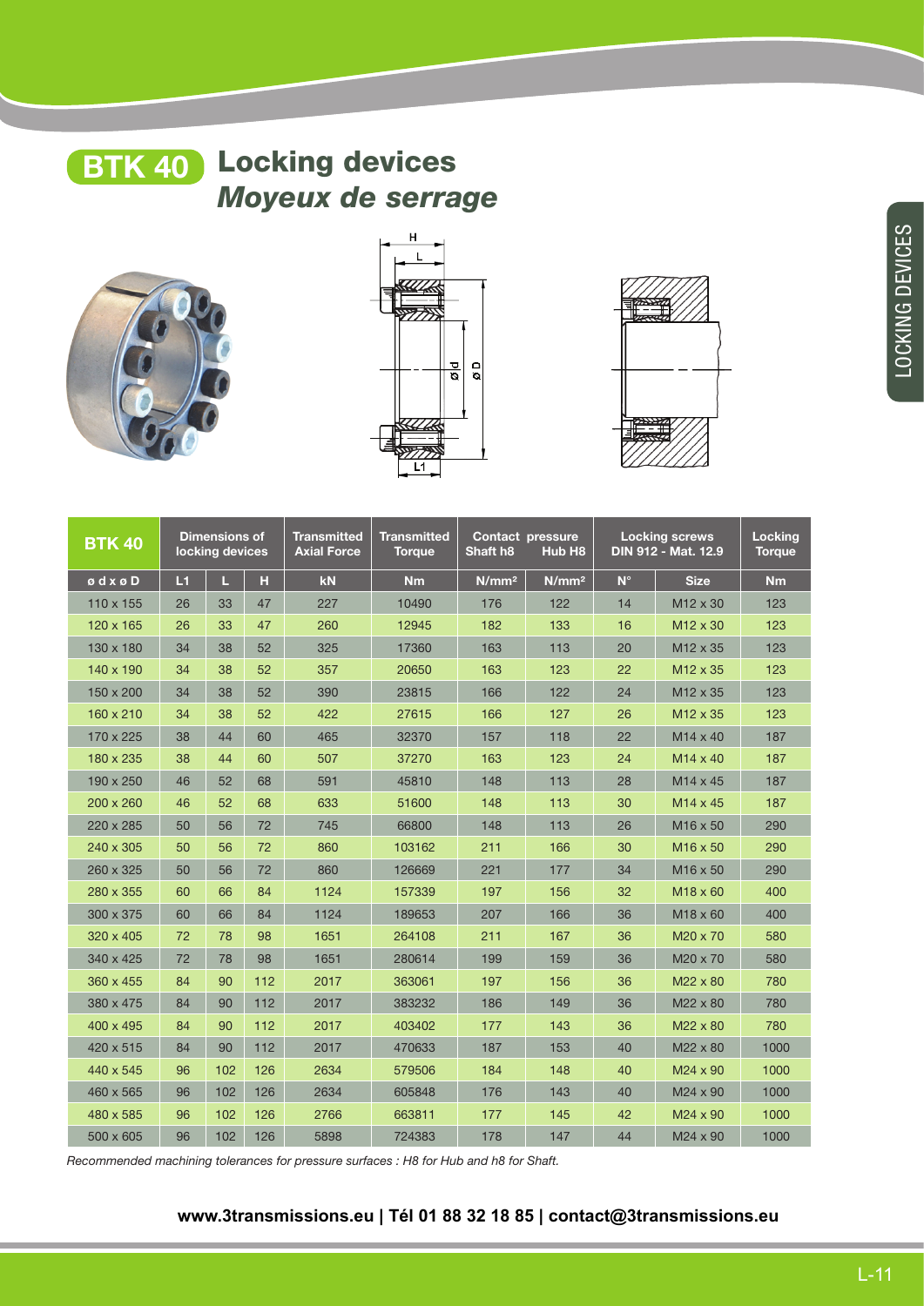# BTK 40 Locking devices

## *Moyeux de serrage*

| BTK 40 | Dimensions of locking devices | | | Transmitted Axial Force | Transmitted Torque | Contact pressure Shaft h8 | Hub H8 | Locking screws DIN 912 - Mat. 12.9 | | Locking Torque |
|---|---|---|---|---|---|---|---|---|---|---|
| ø d x ø D | L1 | L | H | kN | Nm | N/mm² | N/mm² | N° | Size | Nm |
| 110 x 155 | 26 | 33 | 47 | 227 | 10490 | 176 | 122 | 14 | M12 x 30 | 123 |
| 120 x 165 | 26 | 33 | 47 | 260 | 12945 | 182 | 133 | 16 | M12 x 30 | 123 |
| 130 x 180 | 34 | 38 | 52 | 325 | 17360 | 163 | 113 | 20 | M12 x 35 | 123 |
| 140 x 190 | 34 | 38 | 52 | 357 | 20650 | 163 | 123 | 22 | M12 x 35 | 123 |
| 150 x 200 | 34 | 38 | 52 | 390 | 23815 | 166 | 122 | 24 | M12 x 35 | 123 |
| 160 x 210 | 34 | 38 | 52 | 422 | 27615 | 166 | 127 | 26 | M12 x 35 | 123 |
| 170 x 225 | 38 | 44 | 60 | 465 | 32370 | 157 | 118 | 22 | M14 x 40 | 187 |
| 180 x 235 | 38 | 44 | 60 | 507 | 37270 | 163 | 123 | 24 | M14 x 40 | 187 |
| 190 x 250 | 46 | 52 | 68 | 591 | 45810 | 148 | 113 | 28 | M14 x 45 | 187 |
| 200 x 260 | 46 | 52 | 68 | 633 | 51600 | 148 | 113 | 30 | M14 x 45 | 187 |
| 220 x 285 | 50 | 56 | 72 | 745 | 66800 | 148 | 113 | 26 | M16 x 50 | 290 |
| 240 x 305 | 50 | 56 | 72 | 860 | 103162 | 211 | 166 | 30 | M16 x 50 | 290 |
| 260 x 325 | 50 | 56 | 72 | 860 | 126669 | 221 | 177 | 34 | M16 x 50 | 290 |
| 280 x 355 | 60 | 66 | 84 | 1124 | 157339 | 197 | 156 | 32 | M18 x 60 | 400 |
| 300 x 375 | 60 | 66 | 84 | 1124 | 189653 | 207 | 166 | 36 | M18 x 60 | 400 |
| 320 x 405 | 72 | 78 | 98 | 1651 | 264108 | 211 | 167 | 36 | M20 x 70 | 580 |
| 340 x 425 | 72 | 78 | 98 | 1651 | 280614 | 199 | 159 | 36 | M20 x 70 | 580 |
| 360 x 455 | 84 | 90 | 112 | 2017 | 363061 | 197 | 156 | 36 | M22 x 80 | 780 |
| 380 x 475 | 84 | 90 | 112 | 2017 | 383232 | 186 | 149 | 36 | M22 x 80 | 780 |
| 400 x 495 | 84 | 90 | 112 | 2017 | 403402 | 177 | 143 | 36 | M22 x 80 | 780 |
| 420 x 515 | 84 | 90 | 112 | 2017 | 470633 | 187 | 153 | 40 | M22 x 80 | 1000 |
| 440 x 545 | 96 | 102 | 126 | 2634 | 579506 | 184 | 148 | 40 | M24 x 90 | 1000 |
| 460 x 565 | 96 | 102 | 126 | 2634 | 605848 | 176 | 143 | 40 | M24 x 90 | 1000 |
| 480 x 585 | 96 | 102 | 126 | 2766 | 663811 | 177 | 145 | 42 | M24 x 90 | 1000 |
| 500 x 605 | 96 | 102 | 126 | 5898 | 724383 | 178 | 147 | 44 | M24 x 90 | 1000 |

*Recommended machining tolerances for pressure surfaces : H8 for Hub and h8 for Shaft.*

**www.3transmissions.eu | Tél 01 88 32 18 85 | contact@3transmissions.eu**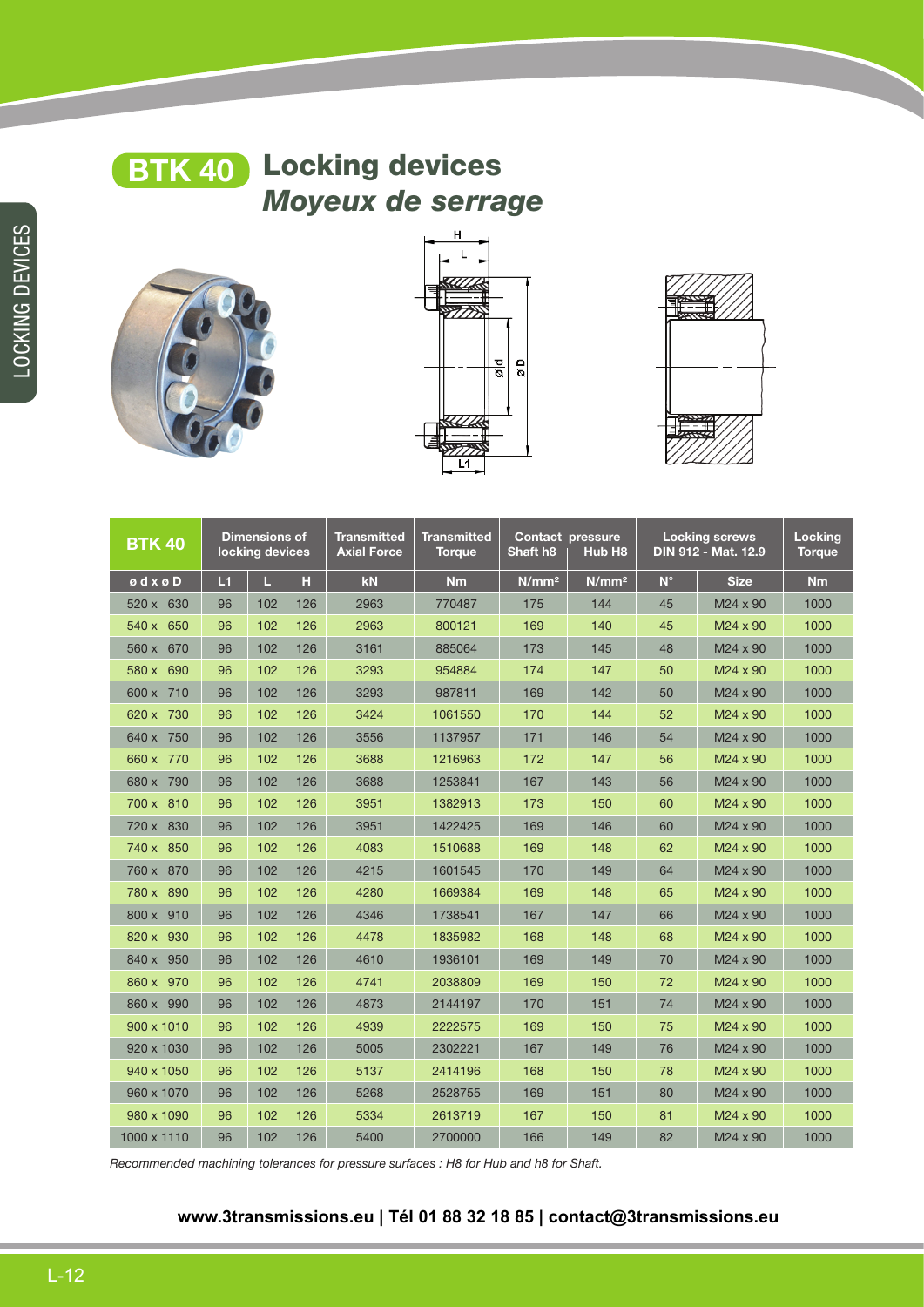# BTK 40 Locking devices

## *Moyeux de serrage*

| BTK 40 | Dimensions of locking devices | | | Transmitted Axial Force | Transmitted Torque | Contact pressure Shaft h8 | Hub H8 | Locking screws DIN 912 - Mat. 12.9 | | Locking Torque |
|---|---|---|---|---|---|---|---|---|---|---|
| ø d x ø D | L1 | L | H | kN | Nm | N/mm² | N/mm² | N° | Size | Nm |
| 520 x 630 | 96 | 102 | 126 | 2963 | 770487 | 175 | 144 | 45 | M24 x 90 | 1000 |
| 540 x 650 | 96 | 102 | 126 | 2963 | 800121 | 169 | 140 | 45 | M24 x 90 | 1000 |
| 560 x 670 | 96 | 102 | 126 | 3161 | 885064 | 173 | 145 | 48 | M24 x 90 | 1000 |
| 580 x 690 | 96 | 102 | 126 | 3293 | 954884 | 174 | 147 | 50 | M24 x 90 | 1000 |
| 600 x 710 | 96 | 102 | 126 | 3293 | 987811 | 169 | 142 | 50 | M24 x 90 | 1000 |
| 620 x 730 | 96 | 102 | 126 | 3424 | 1061550 | 170 | 144 | 52 | M24 x 90 | 1000 |
| 640 x 750 | 96 | 102 | 126 | 3556 | 1137957 | 171 | 146 | 54 | M24 x 90 | 1000 |
| 660 x 770 | 96 | 102 | 126 | 3688 | 1216963 | 172 | 147 | 56 | M24 x 90 | 1000 |
| 680 x 790 | 96 | 102 | 126 | 3688 | 1253841 | 167 | 143 | 56 | M24 x 90 | 1000 |
| 700 x 810 | 96 | 102 | 126 | 3951 | 1382913 | 173 | 150 | 60 | M24 x 90 | 1000 |
| 720 x 830 | 96 | 102 | 126 | 3951 | 1422425 | 169 | 146 | 60 | M24 x 90 | 1000 |
| 740 x 850 | 96 | 102 | 126 | 4083 | 1510688 | 169 | 148 | 62 | M24 x 90 | 1000 |
| 760 x 870 | 96 | 102 | 126 | 4215 | 1601545 | 170 | 149 | 64 | M24 x 90 | 1000 |
| 780 x 890 | 96 | 102 | 126 | 4280 | 1669384 | 169 | 148 | 65 | M24 x 90 | 1000 |
| 800 x 910 | 96 | 102 | 126 | 4346 | 1738541 | 167 | 147 | 66 | M24 x 90 | 1000 |
| 820 x 930 | 96 | 102 | 126 | 4478 | 1835982 | 168 | 148 | 68 | M24 x 90 | 1000 |
| 840 x 950 | 96 | 102 | 126 | 4610 | 1936101 | 169 | 149 | 70 | M24 x 90 | 1000 |
| 860 x 970 | 96 | 102 | 126 | 4741 | 2038809 | 169 | 150 | 72 | M24 x 90 | 1000 |
| 860 x 990 | 96 | 102 | 126 | 4873 | 2144197 | 170 | 151 | 74 | M24 x 90 | 1000 |
| 900 x 1010 | 96 | 102 | 126 | 4939 | 2222575 | 169 | 150 | 75 | M24 x 90 | 1000 |
| 920 x 1030 | 96 | 102 | 126 | 5005 | 2302221 | 167 | 149 | 76 | M24 x 90 | 1000 |
| 940 x 1050 | 96 | 102 | 126 | 5137 | 2414196 | 168 | 150 | 78 | M24 x 90 | 1000 |
| 960 x 1070 | 96 | 102 | 126 | 5268 | 2528755 | 169 | 151 | 80 | M24 x 90 | 1000 |
| 980 x 1090 | 96 | 102 | 126 | 5334 | 2613719 | 167 | 150 | 81 | M24 x 90 | 1000 |
| 1000 x 1110 | 96 | 102 | 126 | 5400 | 2700000 | 166 | 149 | 82 | M24 x 90 | 1000 |

*Recommended machining tolerances for pressure surfaces : H8 for Hub and h8 for Shaft.*

**www.3transmissions.eu | Tél 01 88 32 18 85 | contact@3transmissions.eu**